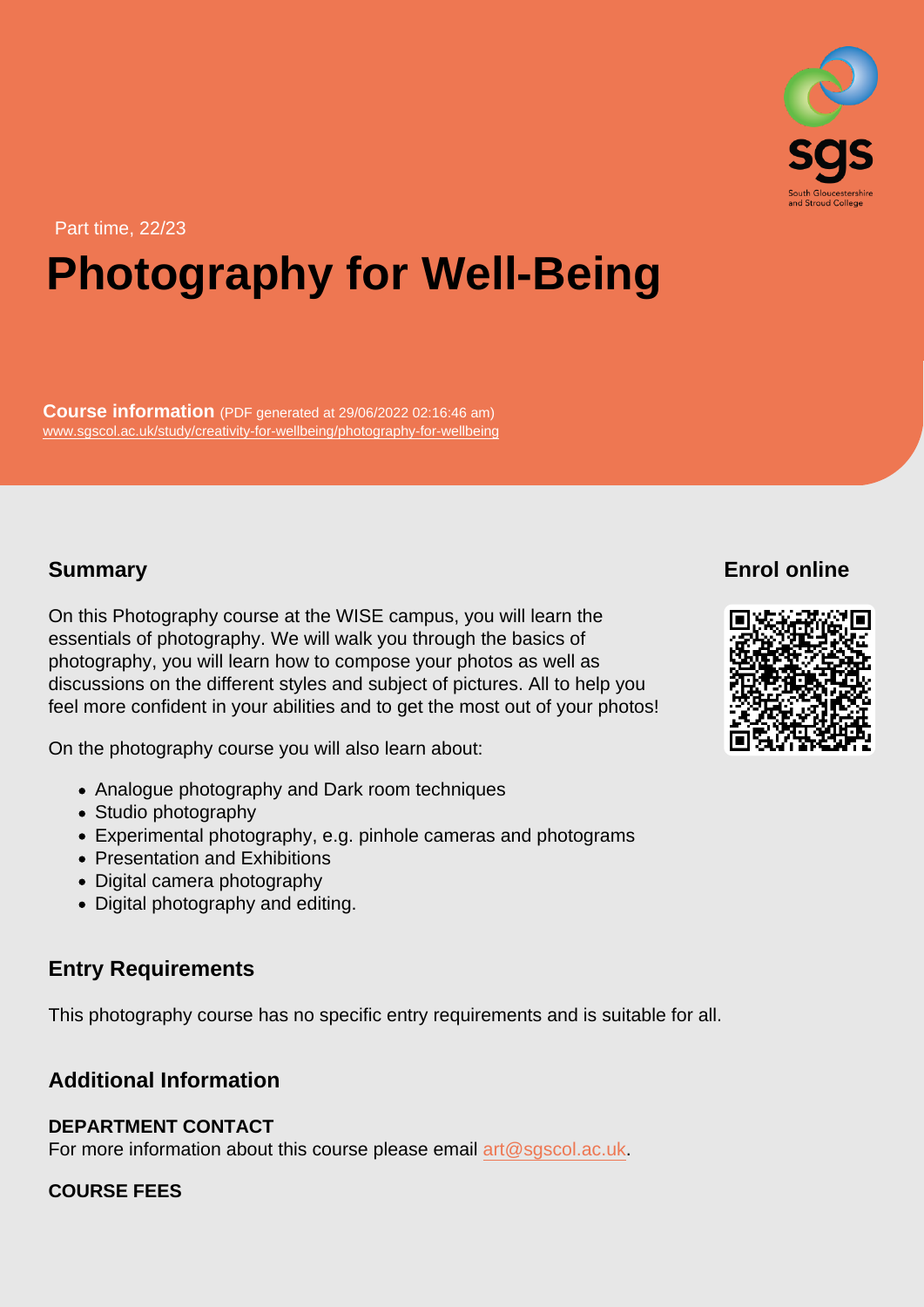Part time, 22/23

# Photography for Well-Being

**Course information** (PDF generated at 29/06/2022 02:16:46 am)
www.sgscol.ac.uk/study/creativity-for-wellbeing/photography-for-wellbeing

## Summary

On this Photography course at the WISE campus, you will learn the essentials of photography. We will walk you through the basics of photography, you will learn how to compose your photos as well as discussions on the different styles and subject of pictures. All to help you feel more confident in your abilities and to get the most out of your photos!

On the photography course you will also learn about:

- Analogue photography and Dark room techniques
- Studio photography
- Experimental photography, e.g. pinhole cameras and photograms
- Presentation and Exhibitions
- Digital camera photography
- Digital photography and editing.

## Enrol online

## Entry Requirements

This photography course has no specific entry requirements and is suitable for all.

## Additional Information

**DEPARTMENT CONTACT**
For more information about this course please email art@sgscol.ac.uk.

**COURSE FEES**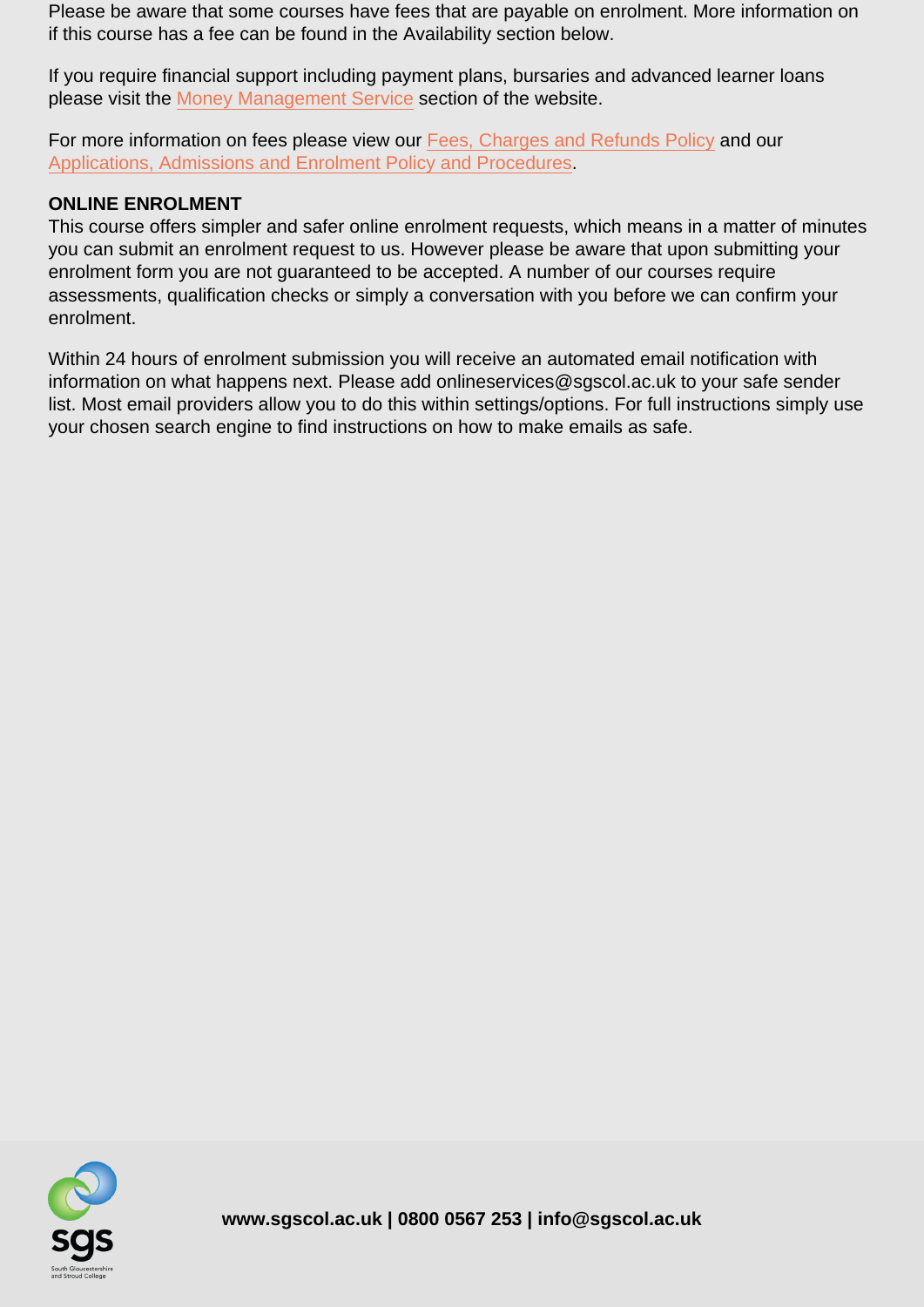Please be aware that some courses have fees that are payable on enrolment. More information on if this course has a fee can be found in the Availability section below.

If you require financial support including payment plans, bursaries and advanced learner loans please visit the Money Management Service section of the website.

For more information on fees please view our Fees, Charges and Refunds Policy and our Applications, Admissions and Enrolment Policy and Procedures.

**ONLINE ENROLMENT**
This course offers simpler and safer online enrolment requests, which means in a matter of minutes you can submit an enrolment request to us. However please be aware that upon submitting your enrolment form you are not guaranteed to be accepted. A number of our courses require assessments, qualification checks or simply a conversation with you before we can confirm your enrolment.

Within 24 hours of enrolment submission you will receive an automated email notification with information on what happens next. Please add onlineservices@sgscol.ac.uk to your safe sender list. Most email providers allow you to do this within settings/options. For full instructions simply use your chosen search engine to find instructions on how to make emails as safe.